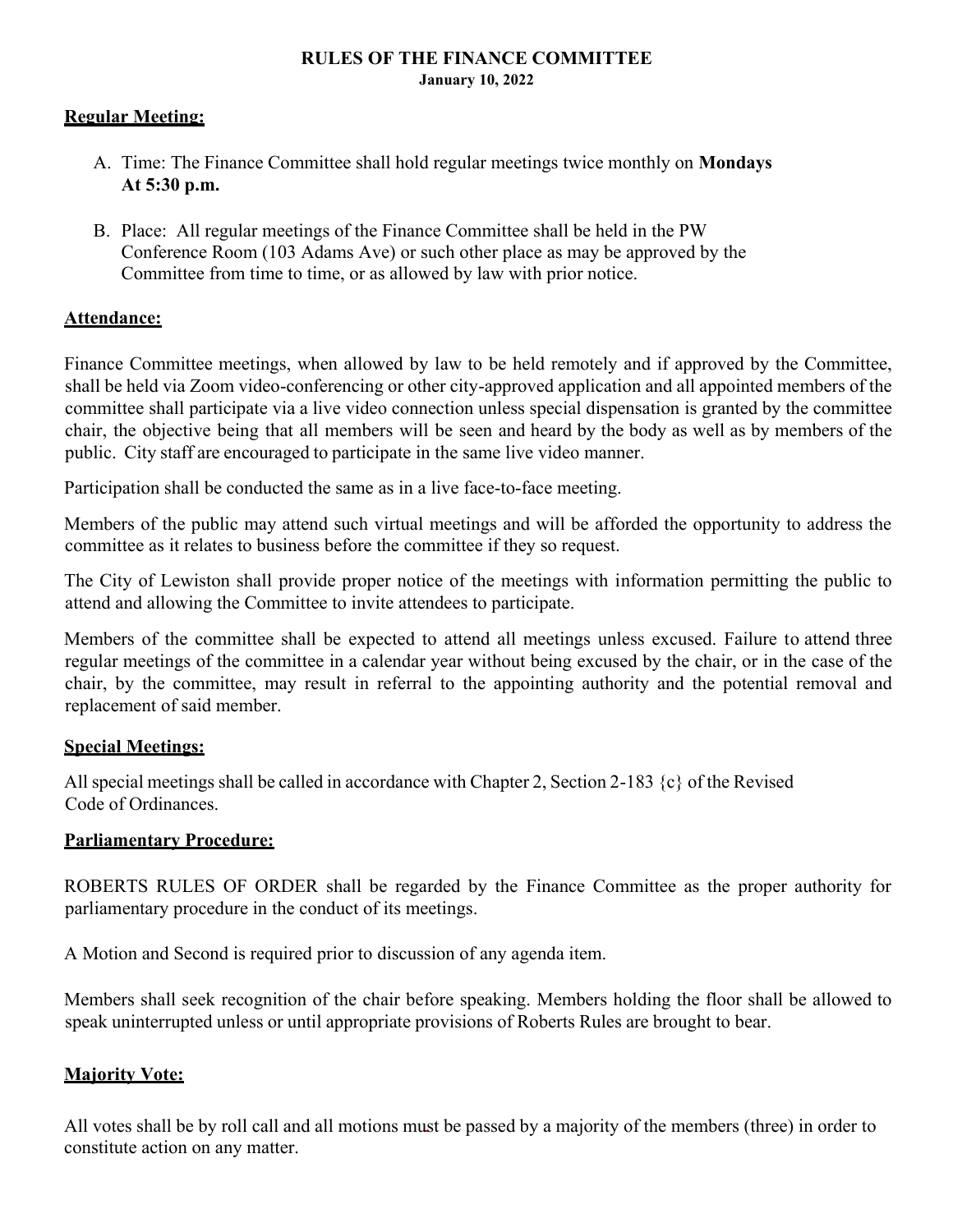# RULES OF THE FINANCE COMMITTEE

**January 10, 2022**

## Regular Meeting:

A. Time: The Finance Committee shall hold regular meetings twice monthly on **Mondays At 5:30 p.m.**

B. Place: All regular meetings of the Finance Committee shall be held in the PW Conference Room (103 Adams Ave) or such other place as may be approved by the Committee from time to time, or as allowed by law with prior notice.

## Attendance:

Finance Committee meetings, when allowed by law to be held remotely and if approved by the Committee, shall be held via Zoom video-conferencing or other city-approved application and all appointed members of the committee shall participate via a live video connection unless special dispensation is granted by the committee chair, the objective being that all members will be seen and heard by the body as well as by members of the public. City staff are encouraged to participate in the same live video manner.

Participation shall be conducted the same as in a live face-to-face meeting.

Members of the public may attend such virtual meetings and will be afforded the opportunity to address the committee as it relates to business before the committee if they so request.

The City of Lewiston shall provide proper notice of the meetings with information permitting the public to attend and allowing the Committee to invite attendees to participate.

Members of the committee shall be expected to attend all meetings unless excused. Failure to attend three regular meetings of the committee in a calendar year without being excused by the chair, or in the case of the chair, by the committee, may result in referral to the appointing authority and the potential removal and replacement of said member.

## Special Meetings:

All special meetings shall be called in accordance with Chapter 2, Section 2-183 {c} of the Revised Code of Ordinances.

## Parliamentary Procedure:

ROBERTS RULES OF ORDER shall be regarded by the Finance Committee as the proper authority for parliamentary procedure in the conduct of its meetings.

A Motion and Second is required prior to discussion of any agenda item.

Members shall seek recognition of the chair before speaking. Members holding the floor shall be allowed to speak uninterrupted unless or until appropriate provisions of Roberts Rules are brought to bear.

## Majority Vote:

All votes shall be by roll call and all motions must be passed by a majority of the members (three) in order to constitute action on any matter.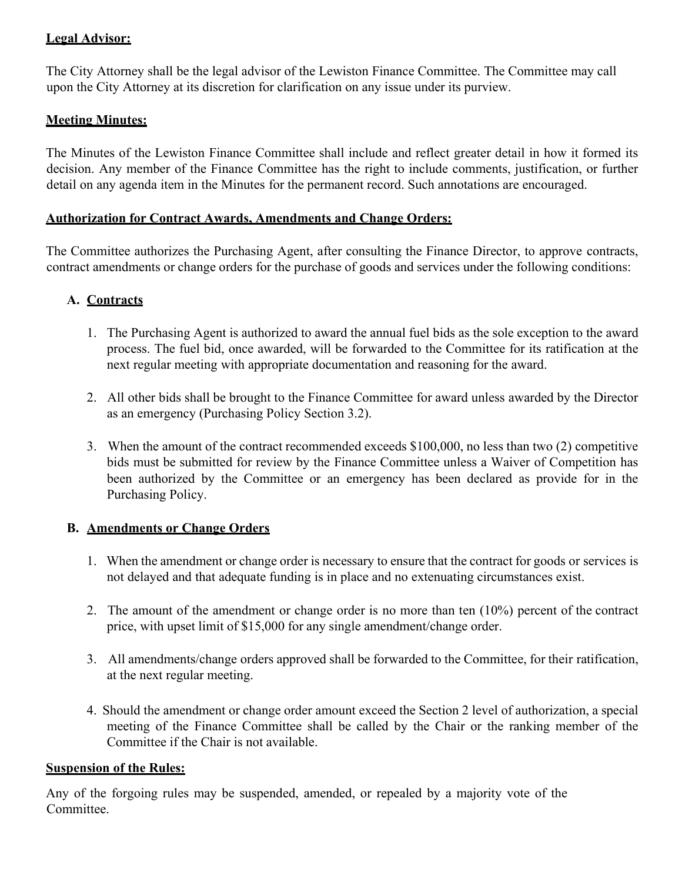## Legal Advisor:

The City Attorney shall be the legal advisor of the Lewiston Finance Committee. The Committee may call upon the City Attorney at its discretion for clarification on any issue under its purview.

## Meeting Minutes:

The Minutes of the Lewiston Finance Committee shall include and reflect greater detail in how it formed its decision. Any member of the Finance Committee has the right to include comments, justification, or further detail on any agenda item in the Minutes for the permanent record. Such annotations are encouraged.

## Authorization for Contract Awards, Amendments and Change Orders:

The Committee authorizes the Purchasing Agent, after consulting the Finance Director, to approve contracts, contract amendments or change orders for the purchase of goods and services under the following conditions:

### A. Contracts

1. The Purchasing Agent is authorized to award the annual fuel bids as the sole exception to the award process. The fuel bid, once awarded, will be forwarded to the Committee for its ratification at the next regular meeting with appropriate documentation and reasoning for the award.
2. All other bids shall be brought to the Finance Committee for award unless awarded by the Director as an emergency (Purchasing Policy Section 3.2).
3. When the amount of the contract recommended exceeds $100,000, no less than two (2) competitive bids must be submitted for review by the Finance Committee unless a Waiver of Competition has been authorized by the Committee or an emergency has been declared as provide for in the Purchasing Policy.

### B. Amendments or Change Orders

1. When the amendment or change order is necessary to ensure that the contract for goods or services is not delayed and that adequate funding is in place and no extenuating circumstances exist.
2. The amount of the amendment or change order is no more than ten (10%) percent of the contract price, with upset limit of $15,000 for any single amendment/change order.
3. All amendments/change orders approved shall be forwarded to the Committee, for their ratification, at the next regular meeting.
4. Should the amendment or change order amount exceed the Section 2 level of authorization, a special meeting of the Finance Committee shall be called by the Chair or the ranking member of the Committee if the Chair is not available.

## Suspension of the Rules:

Any of the forgoing rules may be suspended, amended, or repealed by a majority vote of the Committee.